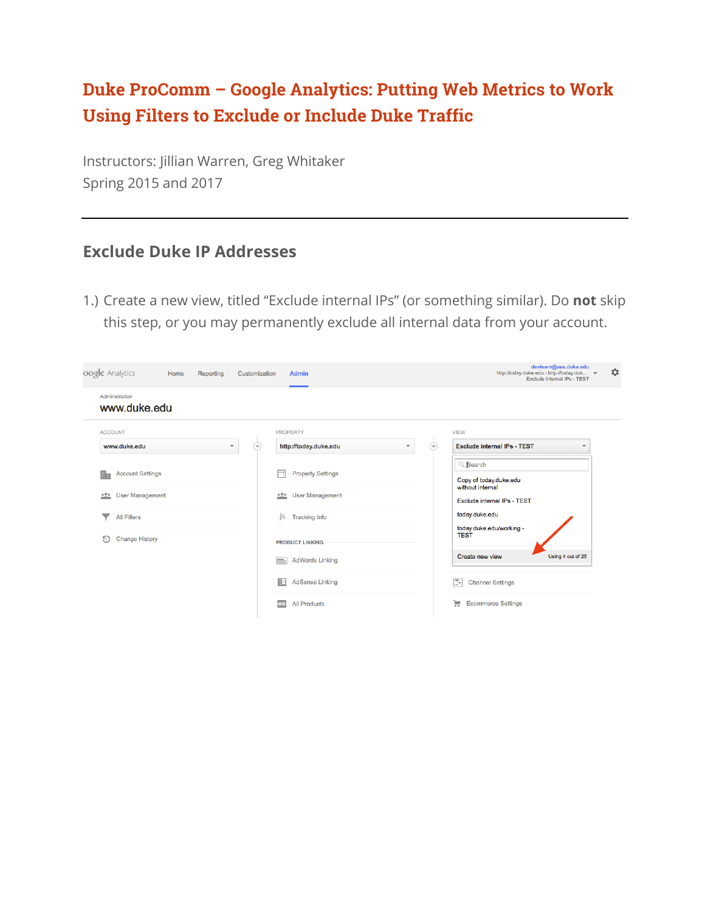# Duke ProComm – Google Analytics: Putting Web Metrics to Work
# Using Filters to Exclude or Include Duke Traffic

Instructors: Jillian Warren, Greg Whitaker
Spring 2015 and 2017

---

## Exclude Duke IP Addresses

1.) Create a new view, titled "Exclude internal IPs" (or something similar). Do **not** skip this step, or you may permanently exclude all internal data from your account.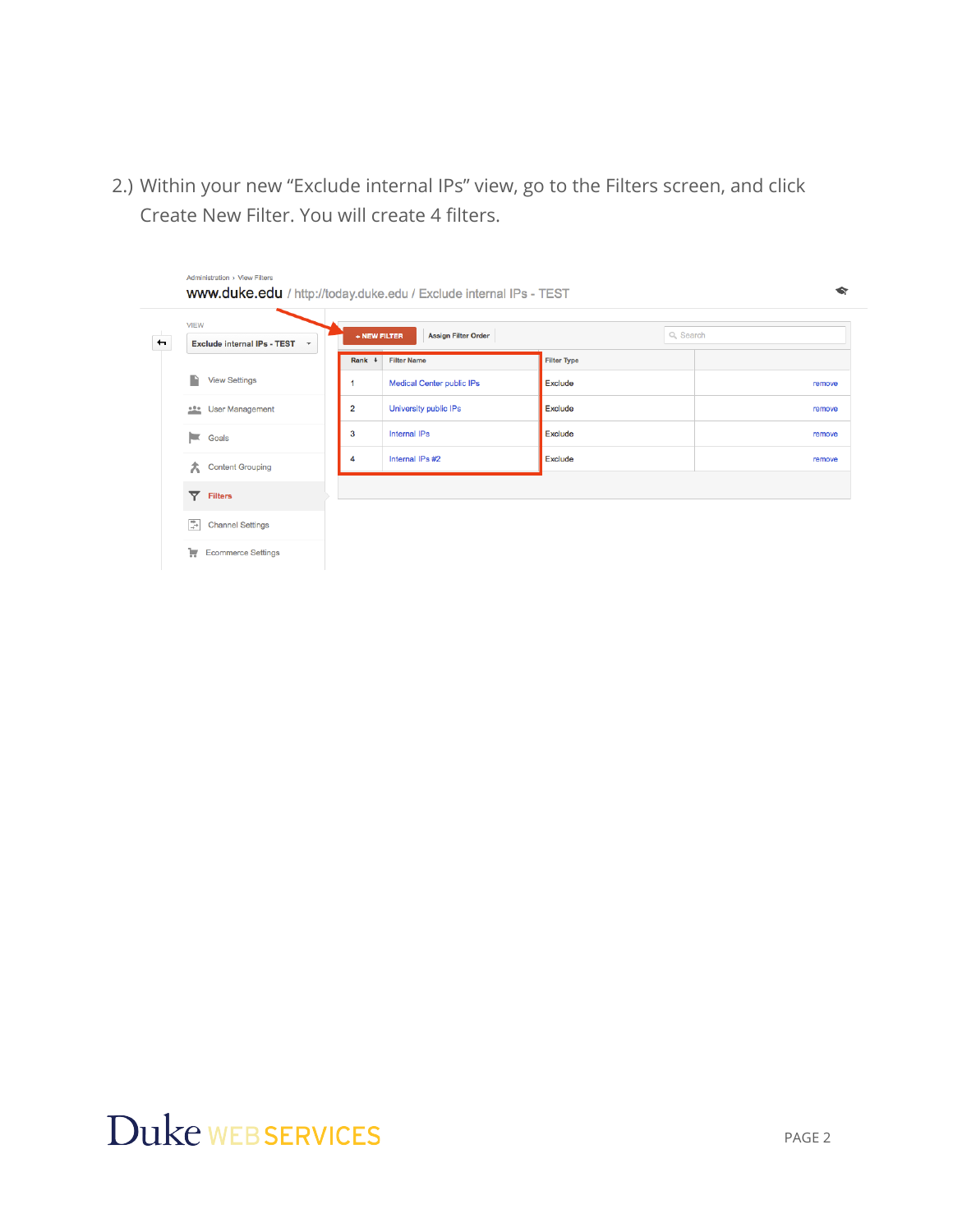2.) Within your new “Exclude internal IPs” view, go to the Filters screen, and click Create New Filter. You will create 4 filters.

Administration › View Filters

www.duke.edu / http://today.duke.edu / Exclude internal IPs - TEST

VIEW

Exclude internal IPs - TEST

- View Settings
- User Management
- Goals
- Content Grouping
- Filters
- Channel Settings
- Ecommerce Settings

+ NEW FILTER | Assign Filter Order | Search

| Rank | Filter Name | Filter Type | |
|---|---|---|---|
| 1 | Medical Center public IPs | Exclude | remove |
| 2 | University public IPs | Exclude | remove |
| 3 | Internal IPs | Exclude | remove |
| 4 | Internal IPs #2 | Exclude | remove |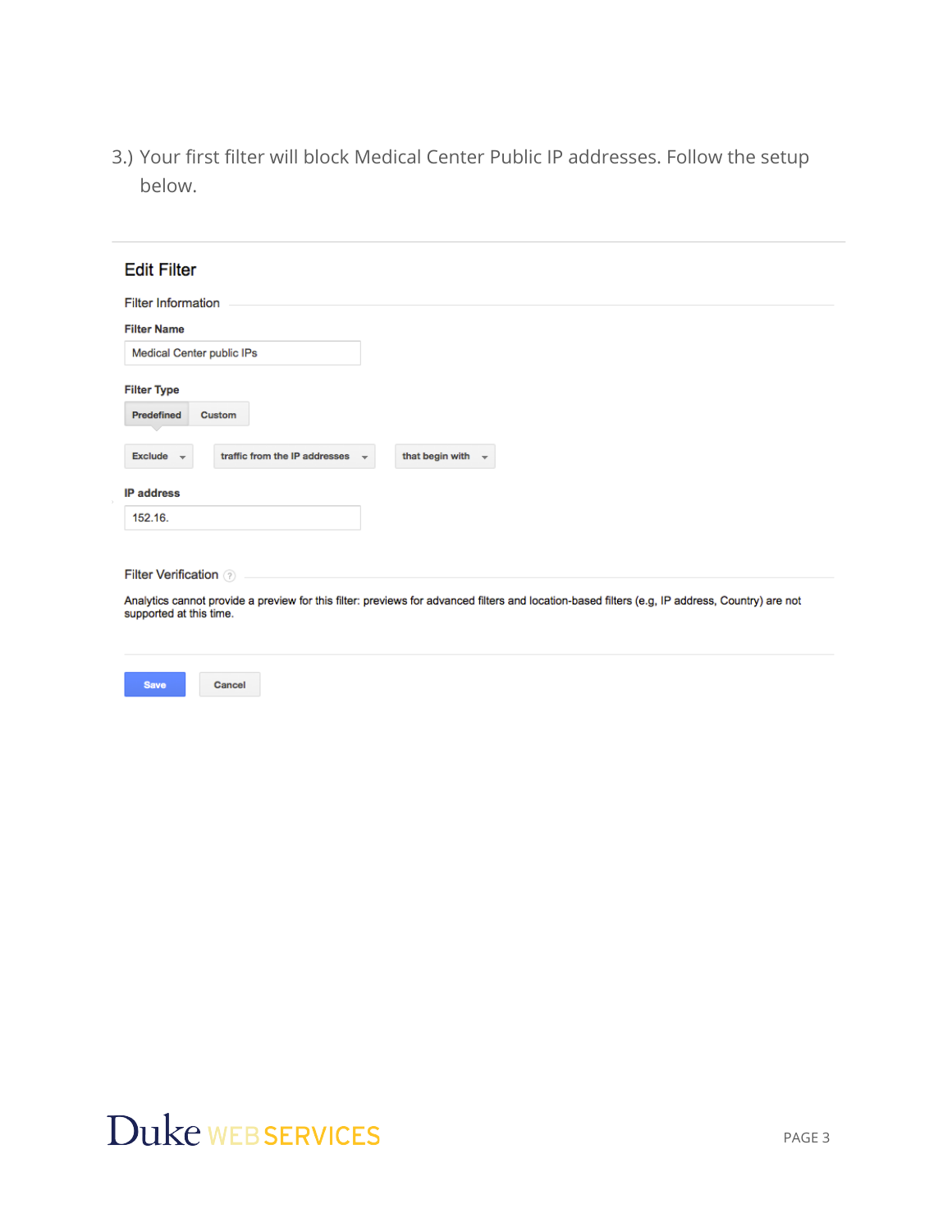3.) Your first filter will block Medical Center Public IP addresses. Follow the setup below.

## Edit Filter

Filter Information

**Filter Name**

Medical Center public IPs

**Filter Type**

**Predefined** | **Custom**

**Exclude** | **traffic from the IP addresses** | **that begin with**

**IP address**

152.16.

Filter Verification

Analytics cannot provide a preview for this filter: previews for advanced filters and location-based filters (e.g, IP address, Country) are not supported at this time.

**Save** | **Cancel**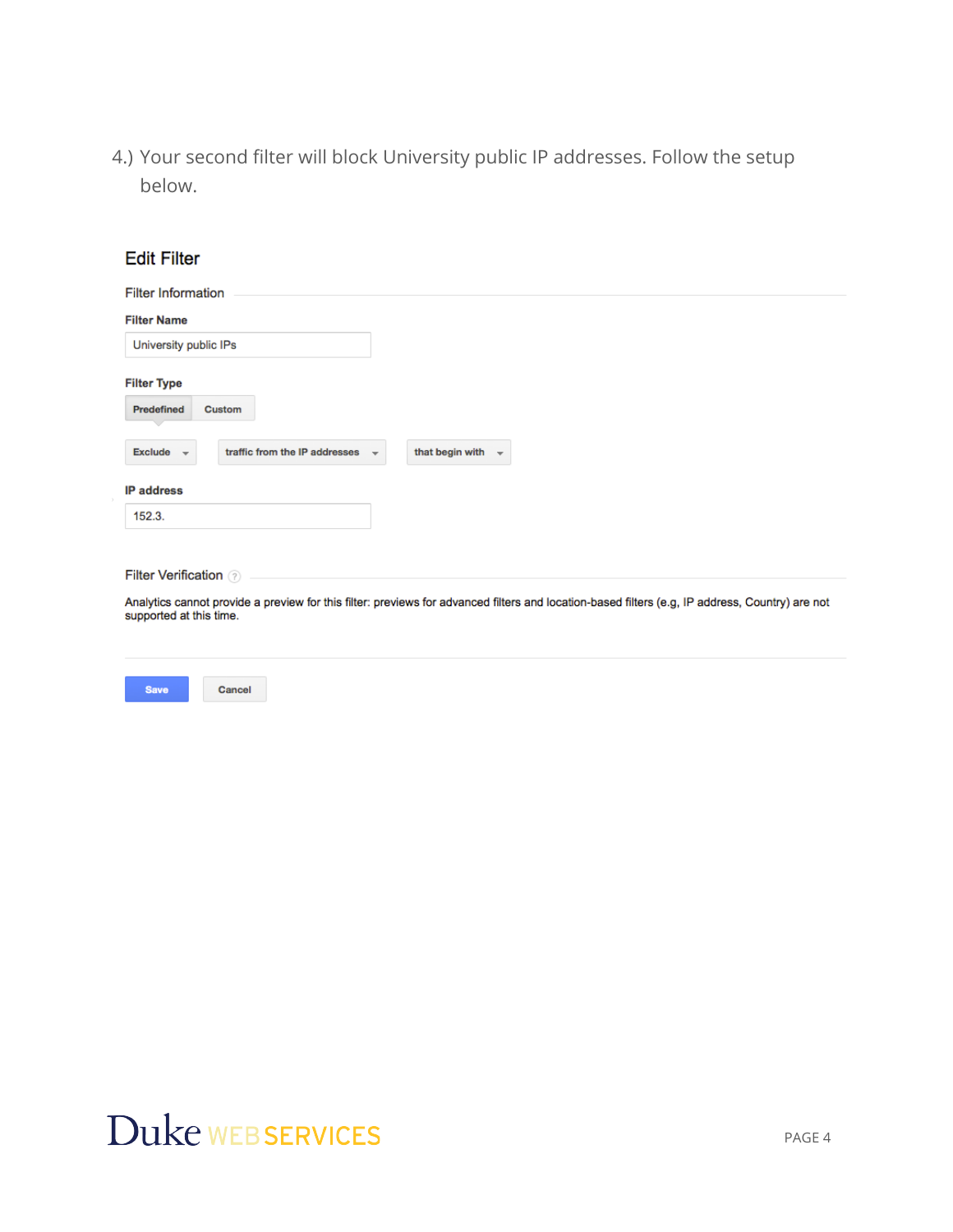4.) Your second filter will block University public IP addresses. Follow the setup below.

## Edit Filter

Filter Information

**Filter Name**

University public IPs

**Filter Type**

Predefined | Custom

Exclude | traffic from the IP addresses | that begin with

**IP address**

152.3.

Filter Verification

Analytics cannot provide a preview for this filter: previews for advanced filters and location-based filters (e.g, IP address, Country) are not supported at this time.

Save | Cancel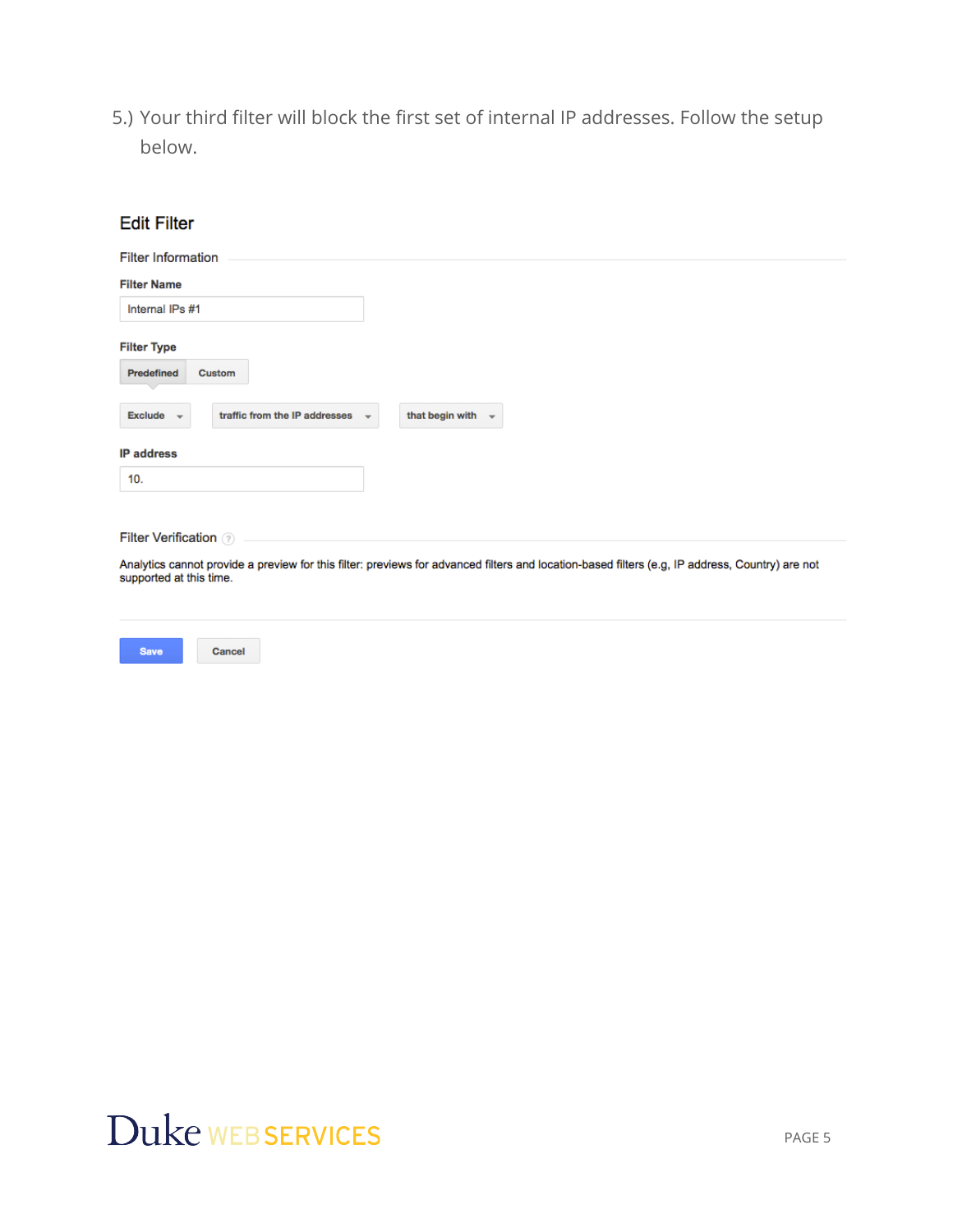5.) Your third filter will block the first set of internal IP addresses. Follow the setup below.

## Edit Filter

**Filter Information**

**Filter Name**

Internal IPs #1

**Filter Type**

Predefined | Custom

Exclude | traffic from the IP addresses | that begin with

**IP address**

10.

**Filter Verification**

Analytics cannot provide a preview for this filter: previews for advanced filters and location-based filters (e.g, IP address, Country) are not supported at this time.

Save | Cancel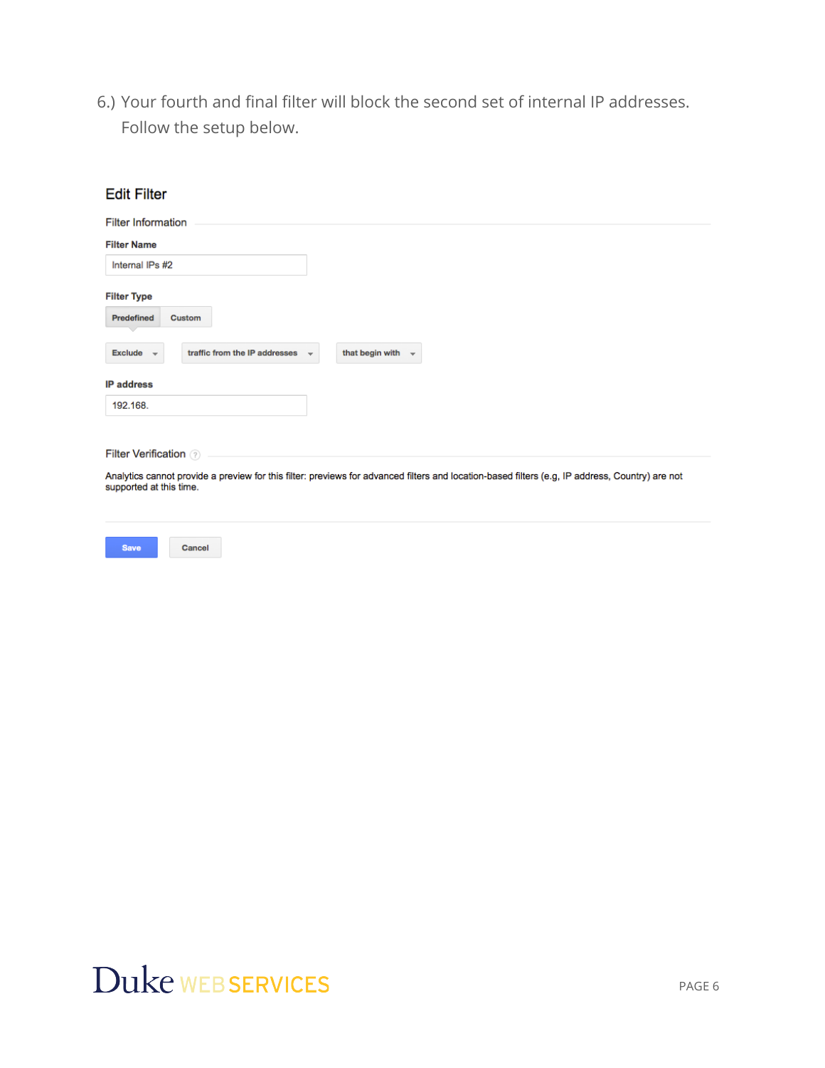6.) Your fourth and final filter will block the second set of internal IP addresses. Follow the setup below.

## Edit Filter

Filter Information

**Filter Name**

Internal IPs #2

**Filter Type**

**Predefined** Custom

Exclude | traffic from the IP addresses | that begin with

**IP address**

192.168.

Filter Verification

Analytics cannot provide a preview for this filter: previews for advanced filters and location-based filters (e.g, IP address, Country) are not supported at this time.

Save | Cancel

Duke WEB SERVICES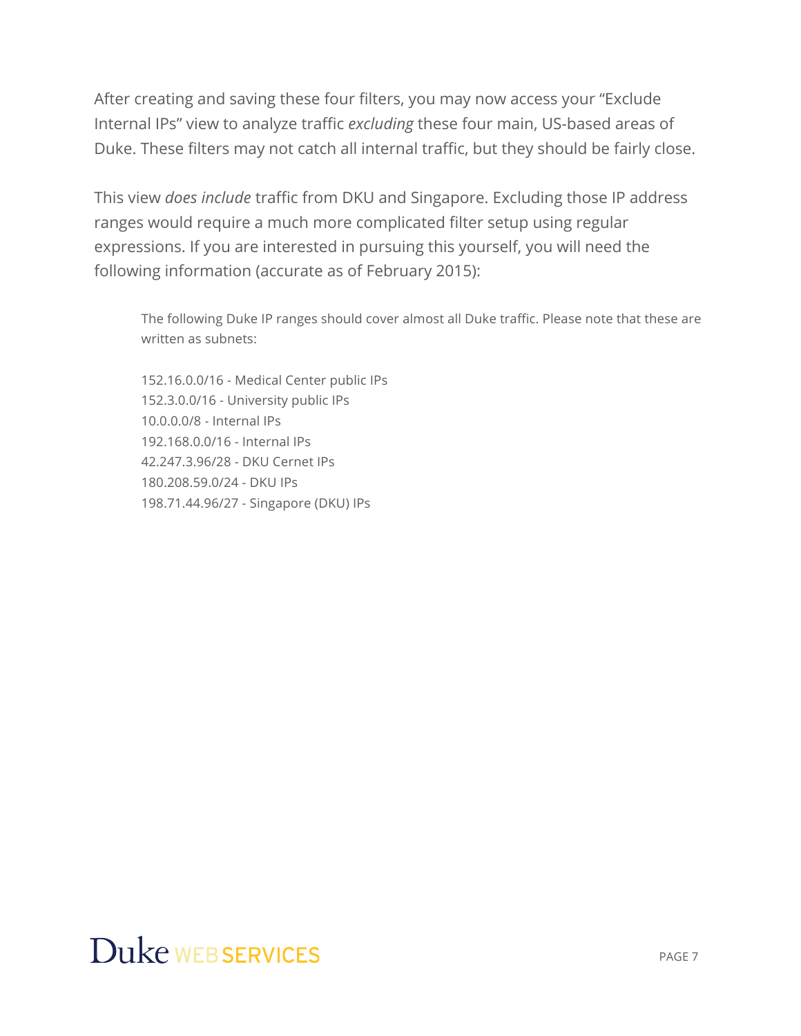After creating and saving these four filters, you may now access your “Exclude Internal IPs” view to analyze traffic *excluding* these four main, US-based areas of Duke. These filters may not catch all internal traffic, but they should be fairly close.

This view *does include* traffic from DKU and Singapore. Excluding those IP address ranges would require a much more complicated filter setup using regular expressions. If you are interested in pursuing this yourself, you will need the following information (accurate as of February 2015):

> The following Duke IP ranges should cover almost all Duke traffic. Please note that these are written as subnets:
>
> 152.16.0.0/16 - Medical Center public IPs
> 152.3.0.0/16 - University public IPs
> 10.0.0.0/8 - Internal IPs
> 192.168.0.0/16 - Internal IPs
> 42.247.3.96/28 - DKU Cernet IPs
> 180.208.59.0/24 - DKU IPs
> 198.71.44.96/27 - Singapore (DKU) IPs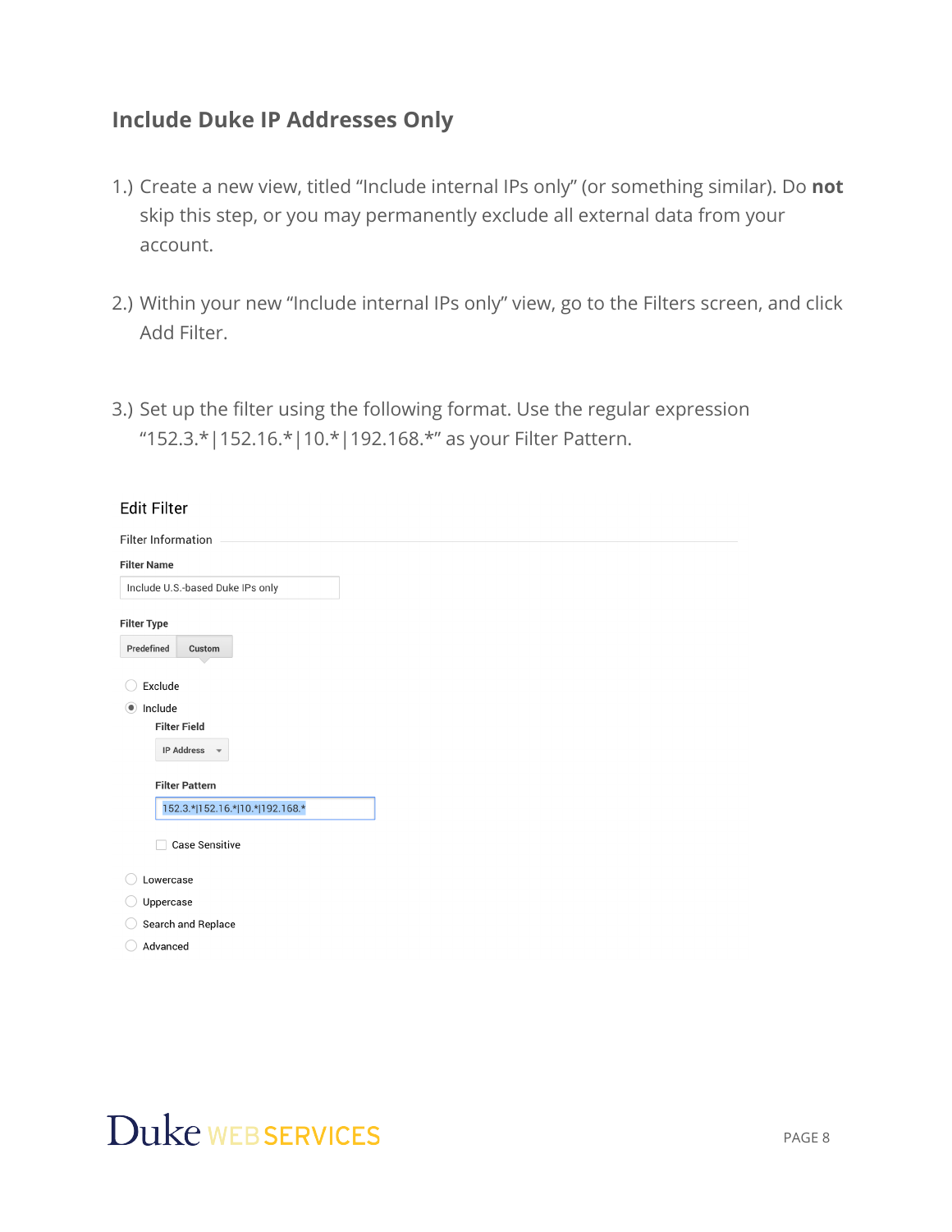## Include Duke IP Addresses Only

1.) Create a new view, titled "Include internal IPs only" (or something similar). Do **not** skip this step, or you may permanently exclude all external data from your account.

2.) Within your new "Include internal IPs only" view, go to the Filters screen, and click Add Filter.

3.) Set up the filter using the following format. Use the regular expression "152.3.*|152.16.*|10.*|192.168.*" as your Filter Pattern.

Edit Filter

Filter Information

**Filter Name**

Include U.S.-based Duke IPs only

**Filter Type**

Predefined | Custom

- Exclude
- Include

  **Filter Field**

  IP Address

  **Filter Pattern**

  152.3.*|152.16.*|10.*|192.168.*

  Case Sensitive

- Lowercase
- Uppercase
- Search and Replace
- Advanced

Duke WEB SERVICES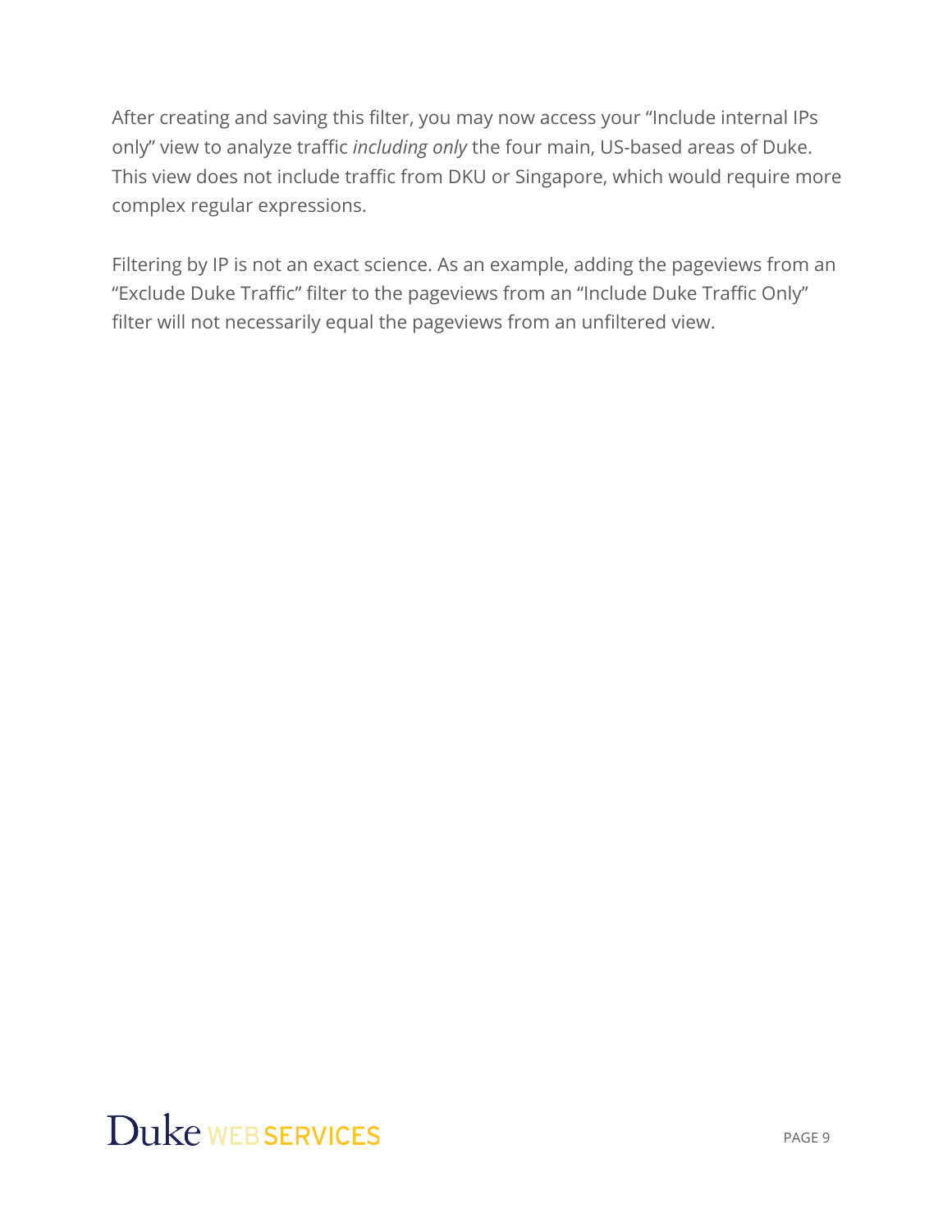After creating and saving this filter, you may now access your “Include internal IPs only” view to analyze traffic *including only* the four main, US-based areas of Duke. This view does not include traffic from DKU or Singapore, which would require more complex regular expressions.

Filtering by IP is not an exact science. As an example, adding the pageviews from an “Exclude Duke Traffic” filter to the pageviews from an “Include Duke Traffic Only” filter will not necessarily equal the pageviews from an unfiltered view.